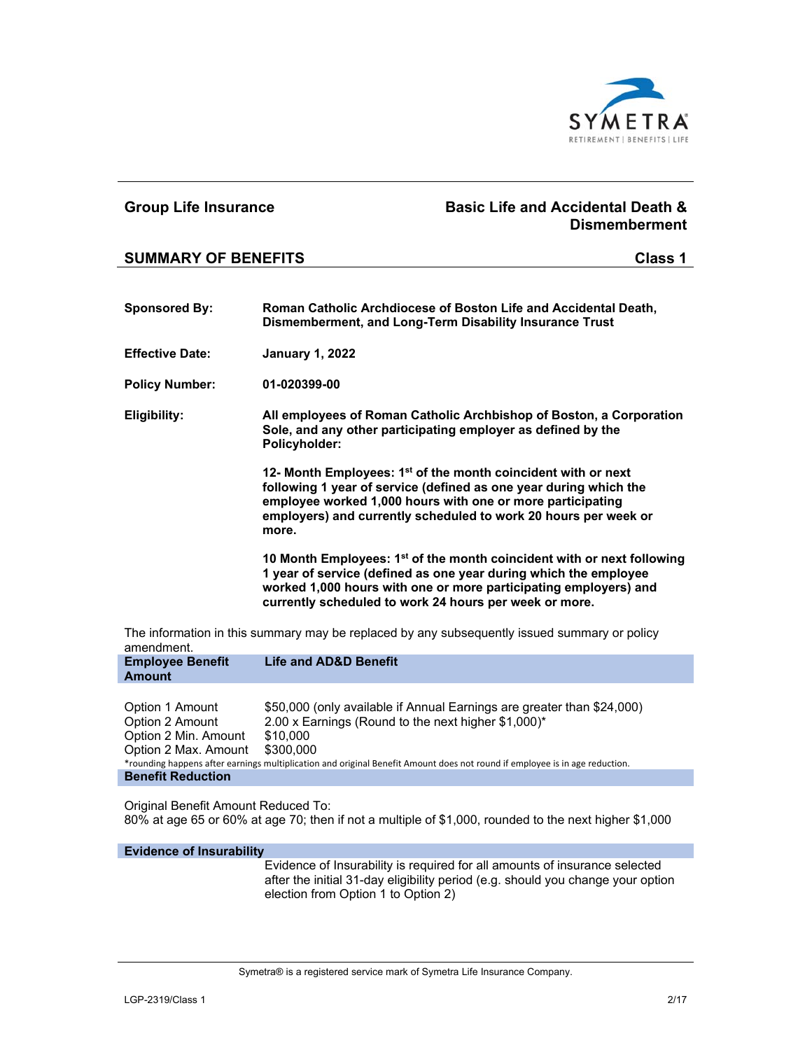## Group Life Insurance

## Basic Life and Accidental Death & Dismemberment

### SUMMARY OF BENEFITS — Class 1

**Sponsored By:** **Roman Catholic Archdiocese of Boston Life and Accidental Death, Dismemberment, and Long-Term Disability Insurance Trust**

**Effective Date:** **January 1, 2022**

**Policy Number:** **01-020399-00**

**Eligibility:** **All employees of Roman Catholic Archbishop of Boston, a Corporation Sole, and any other participating employer as defined by the Policyholder:**

**12- Month Employees: 1st of the month coincident with or next following 1 year of service (defined as one year during which the employee worked 1,000 hours with one or more participating employers) and currently scheduled to work 20 hours per week or more.**

**10 Month Employees: 1st of the month coincident with or next following 1 year of service (defined as one year during which the employee worked 1,000 hours with one or more participating employers) and currently scheduled to work 24 hours per week or more.**

The information in this summary may be replaced by any subsequently issued summary or policy amendment.

| **Employee Benefit Amount** | **Life and AD&D Benefit** |
|---|---|
| Option 1 Amount | $50,000 (only available if Annual Earnings are greater than $24,000) |
| Option 2 Amount | 2.00 x Earnings (Round to the next higher $1,000)* |
| Option 2 Min. Amount | $10,000 |
| Option 2 Max. Amount | $300,000 |

*rounding happens after earnings multiplication and original Benefit Amount does not round if employee is in age reduction.

**Benefit Reduction**

Original Benefit Amount Reduced To:
80% at age 65 or 60% at age 70; then if not a multiple of $1,000, rounded to the next higher $1,000

**Evidence of Insurability**

Evidence of Insurability is required for all amounts of insurance selected after the initial 31-day eligibility period (e.g. should you change your option election from Option 1 to Option 2)

Symetra® is a registered service mark of Symetra Life Insurance Company.

LGP-2319/Class 1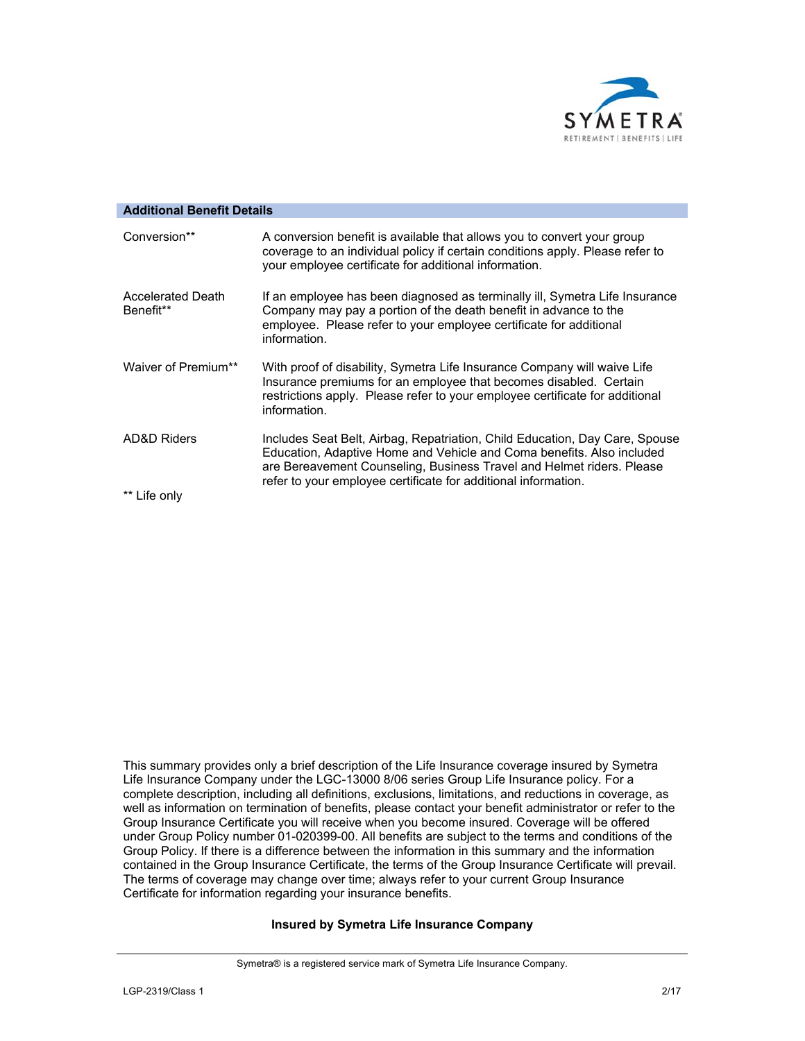## Additional Benefit Details

| | |
|---|---|
| Conversion** | A conversion benefit is available that allows you to convert your group coverage to an individual policy if certain conditions apply. Please refer to your employee certificate for additional information. |
| Accelerated Death Benefit** | If an employee has been diagnosed as terminally ill, Symetra Life Insurance Company may pay a portion of the death benefit in advance to the employee. Please refer to your employee certificate for additional information. |
| Waiver of Premium** | With proof of disability, Symetra Life Insurance Company will waive Life Insurance premiums for an employee that becomes disabled. Certain restrictions apply. Please refer to your employee certificate for additional information. |
| AD&D Riders | Includes Seat Belt, Airbag, Repatriation, Child Education, Day Care, Spouse Education, Adaptive Home and Vehicle and Coma benefits. Also included are Bereavement Counseling, Business Travel and Helmet riders. Please refer to your employee certificate for additional information. |

** Life only

This summary provides only a brief description of the Life Insurance coverage insured by Symetra Life Insurance Company under the LGC-13000 8/06 series Group Life Insurance policy. For a complete description, including all definitions, exclusions, limitations, and reductions in coverage, as well as information on termination of benefits, please contact your benefit administrator or refer to the Group Insurance Certificate you will receive when you become insured. Coverage will be offered under Group Policy number 01-020399-00. All benefits are subject to the terms and conditions of the Group Policy. If there is a difference between the information in this summary and the information contained in the Group Insurance Certificate, the terms of the Group Insurance Certificate will prevail. The terms of coverage may change over time; always refer to your current Group Insurance Certificate for information regarding your insurance benefits.

**Insured by Symetra Life Insurance Company**

Symetra® is a registered service mark of Symetra Life Insurance Company.

LGP-2319/Class 1 2/17